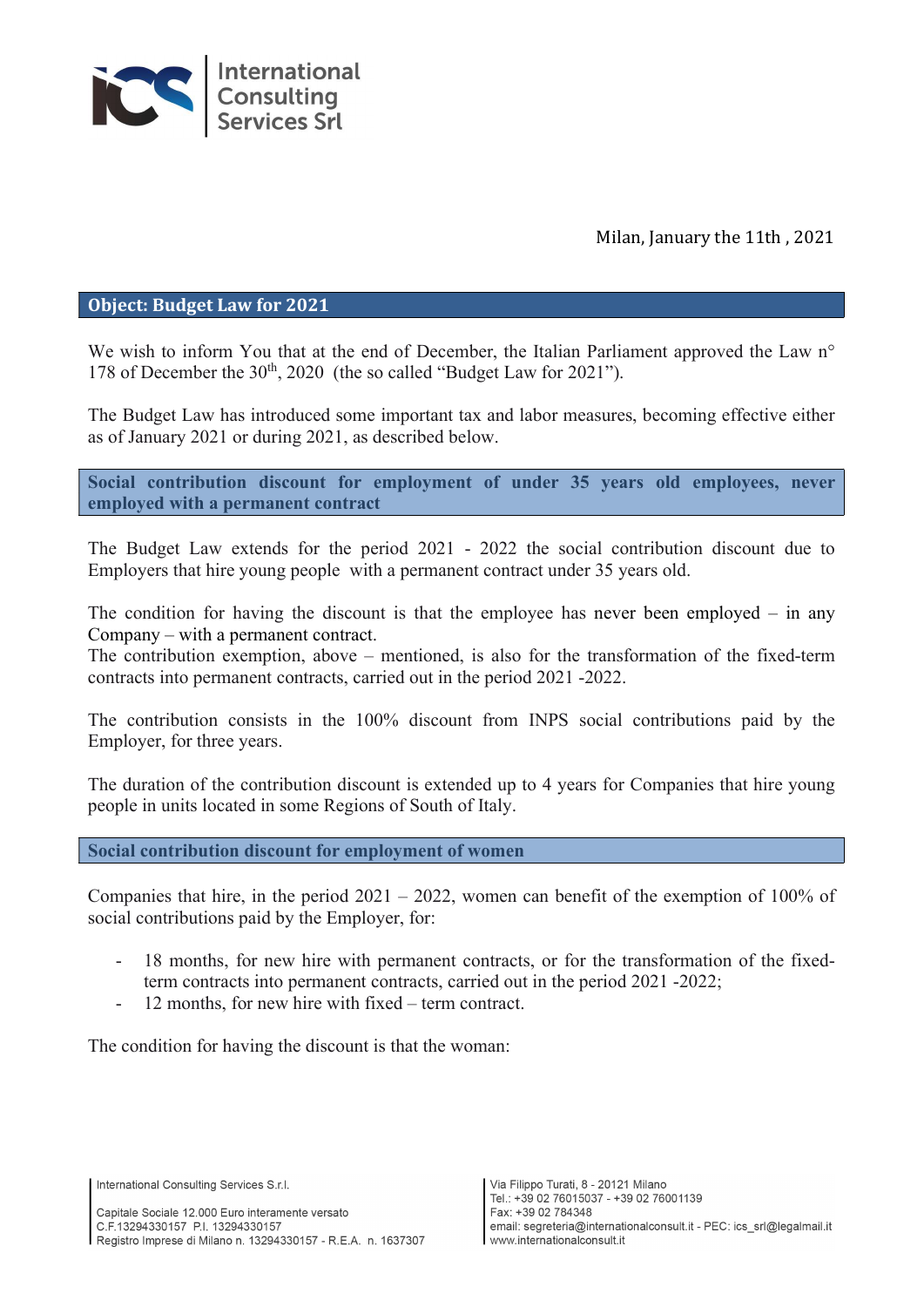International Consulting Services Srl

Milan, January the 11th , 2021

## Object: Budget Law for 2021

We wish to inform You that at the end of December, the Italian Parliament approved the Law n° 178 of December the 30th, 2020 (the so called "Budget Law for 2021").

The Budget Law has introduced some important tax and labor measures, becoming effective either as of January 2021 or during 2021, as described below.

### Social contribution discount for employment of under 35 years old employees, never employed with a permanent contract

The Budget Law extends for the period 2021 - 2022 the social contribution discount due to Employers that hire young people with a permanent contract under 35 years old.

The condition for having the discount is that the employee has never been employed – in any Company – with a permanent contract.
The contribution exemption, above – mentioned, is also for the transformation of the fixed-term contracts into permanent contracts, carried out in the period 2021 -2022.

The contribution consists in the 100% discount from INPS social contributions paid by the Employer, for three years.

The duration of the contribution discount is extended up to 4 years for Companies that hire young people in units located in some Regions of South of Italy.

### Social contribution discount for employment of women

Companies that hire, in the period 2021 – 2022, women can benefit of the exemption of 100% of social contributions paid by the Employer, for:

- 18 months, for new hire with permanent contracts, or for the transformation of the fixed-term contracts into permanent contracts, carried out in the period 2021 -2022;
- 12 months, for new hire with fixed – term contract.

The condition for having the discount is that the woman: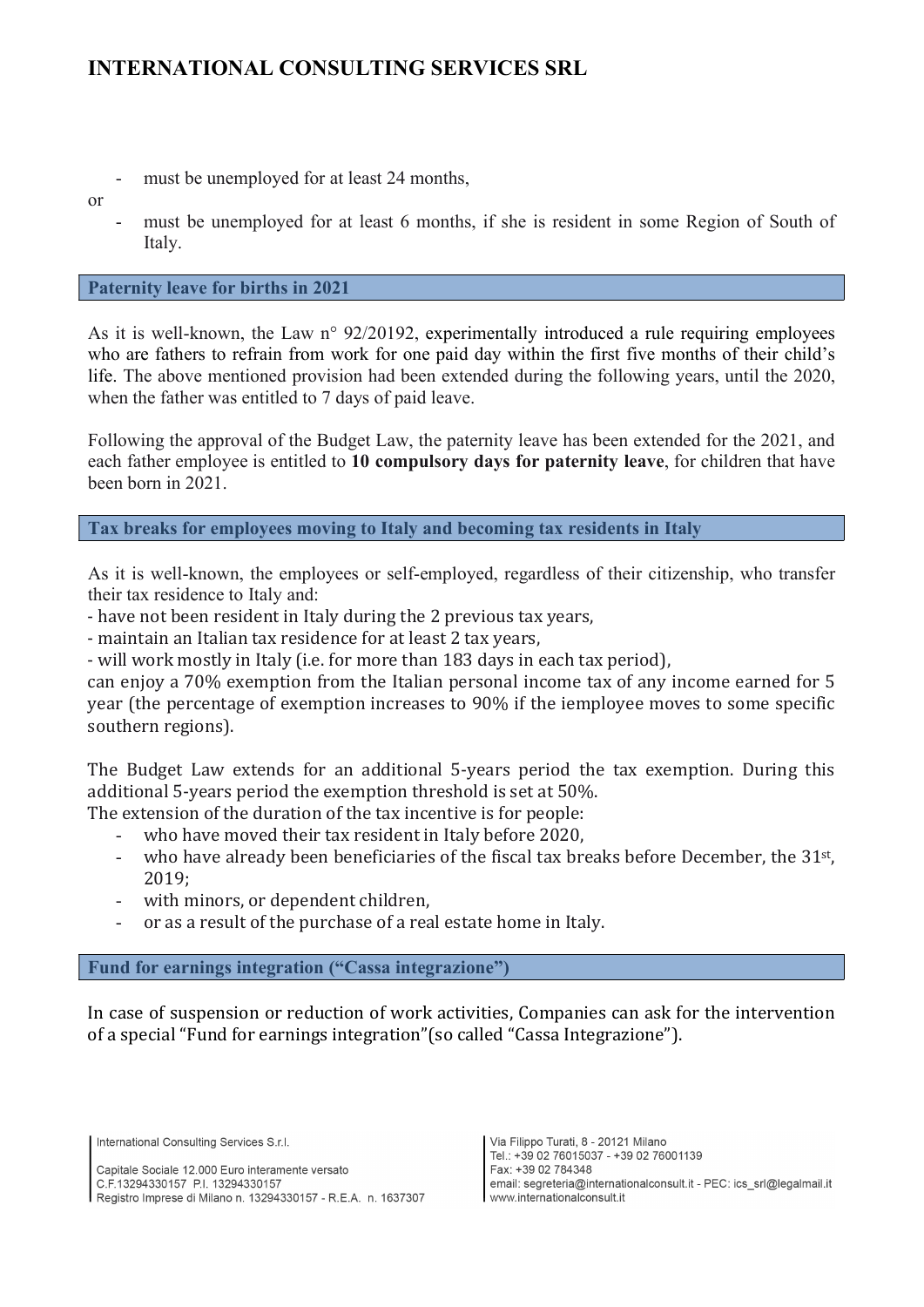- must be unemployed for at least 24 months,

or

- must be unemployed for at least 6 months, if she is resident in some Region of South of Italy.

## Paternity leave for births in 2021

As it is well-known, the Law n° 92/20192, experimentally introduced a rule requiring employees who are fathers to refrain from work for one paid day within the first five months of their child's life. The above mentioned provision had been extended during the following years, until the 2020, when the father was entitled to 7 days of paid leave.

Following the approval of the Budget Law, the paternity leave has been extended for the 2021, and each father employee is entitled to **10 compulsory days for paternity leave**, for children that have been born in 2021.

## Tax breaks for employees moving to Italy and becoming tax residents in Italy

As it is well-known, the employees or self-employed, regardless of their citizenship, who transfer their tax residence to Italy and:
- have not been resident in Italy during the 2 previous tax years,
- maintain an Italian tax residence for at least 2 tax years,
- will work mostly in Italy (i.e. for more than 183 days in each tax period),

can enjoy a 70% exemption from the Italian personal income tax of any income earned for 5 year (the percentage of exemption increases to 90% if the iemployee moves to some specific southern regions).

The Budget Law extends for an additional 5-years period the tax exemption. During this additional 5-years period the exemption threshold is set at 50%.

The extension of the duration of the tax incentive is for people:

- who have moved their tax resident in Italy before 2020,
- who have already been beneficiaries of the fiscal tax breaks before December, the 31st, 2019;
- with minors, or dependent children,
- or as a result of the purchase of a real estate home in Italy.

## Fund for earnings integration ("Cassa integrazione")

In case of suspension or reduction of work activities, Companies can ask for the intervention of a special "Fund for earnings integration"(so called "Cassa Integrazione").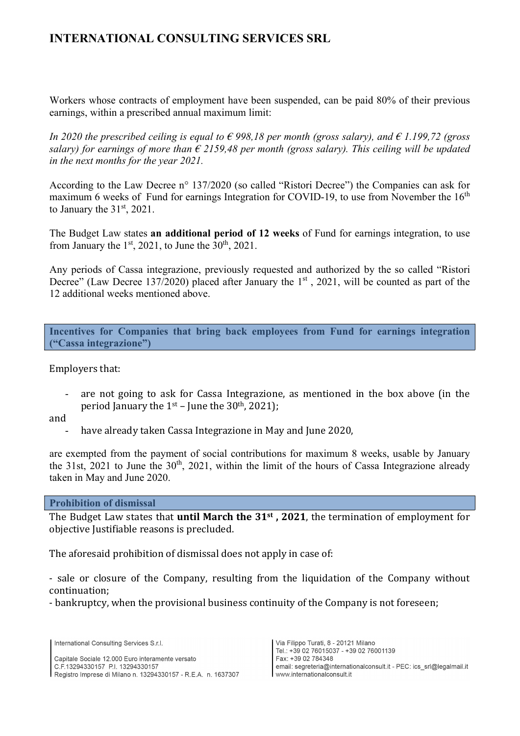Workers whose contracts of employment have been suspended, can be paid 80% of their previous earnings, within a prescribed annual maximum limit:

*In 2020 the prescribed ceiling is equal to € 998,18 per month (gross salary), and € 1.199,72 (gross salary) for earnings of more than € 2159,48 per month (gross salary). This ceiling will be updated in the next months for the year 2021.*

According to the Law Decree n° 137/2020 (so called "Ristori Decree") the Companies can ask for maximum 6 weeks of Fund for earnings Integration for COVID-19, to use from November the 16th to January the 31st, 2021.

The Budget Law states **an additional period of 12 weeks** of Fund for earnings integration, to use from January the 1st, 2021, to June the 30th, 2021.

Any periods of Cassa integrazione, previously requested and authorized by the so called "Ristori Decree" (Law Decree 137/2020) placed after January the 1st , 2021, will be counted as part of the 12 additional weeks mentioned above.

## Incentives for Companies that bring back employees from Fund for earnings integration ("Cassa integrazione")

Employers that:

- are not going to ask for Cassa Integrazione, as mentioned in the box above (in the period January the 1st – June the 30th, 2021);

and

- have already taken Cassa Integrazione in May and June 2020,

are exempted from the payment of social contributions for maximum 8 weeks, usable by January the 31st, 2021 to June the 30th, 2021, within the limit of the hours of Cassa Integrazione already taken in May and June 2020.

## Prohibition of dismissal

The Budget Law states that **until March the 31st , 2021**, the termination of employment for objective Justifiable reasons is precluded.

The aforesaid prohibition of dismissal does not apply in case of:

- sale or closure of the Company, resulting from the liquidation of the Company without continuation;
- bankruptcy, when the provisional business continuity of the Company is not foreseen;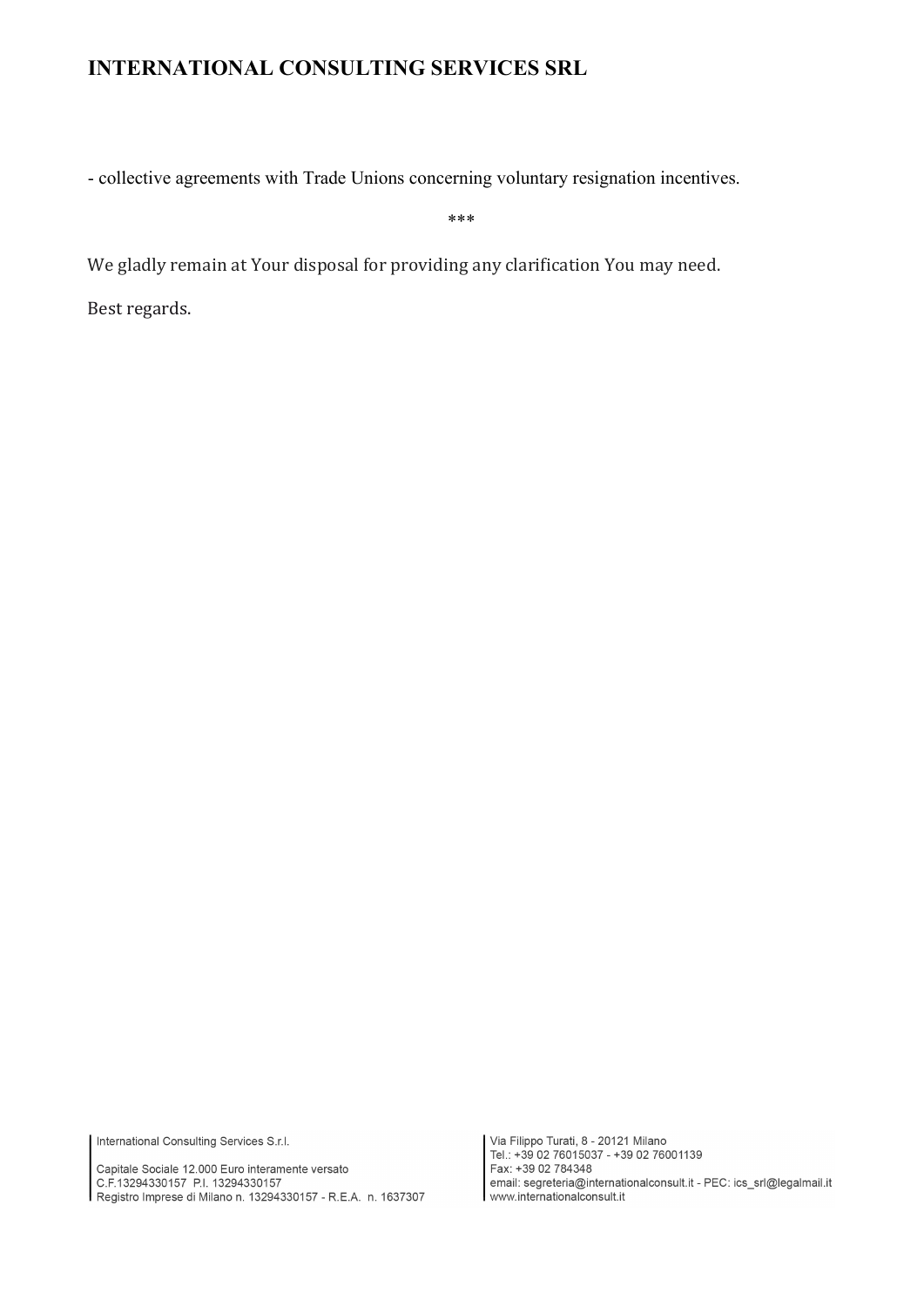- collective agreements with Trade Unions concerning voluntary resignation incentives.

***

We gladly remain at Your disposal for providing any clarification You may need.

Best regards.